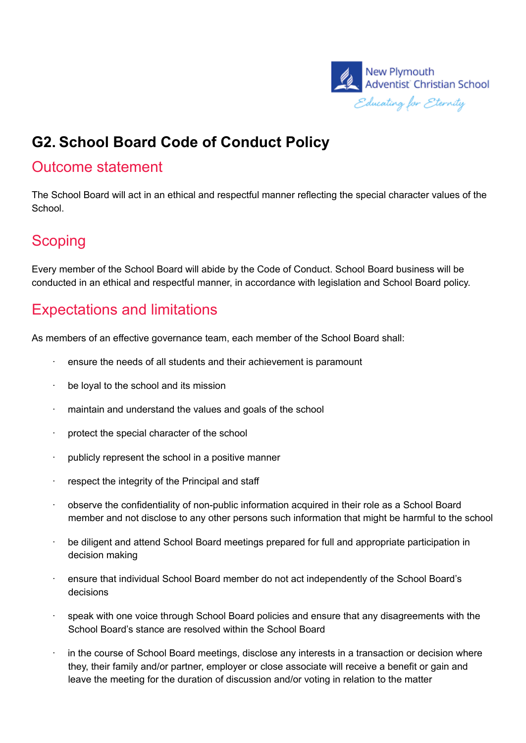# G2. School Board Code of Conduct Policy

## Outcome statement

The School Board will act in an ethical and respectful manner reflecting the special character values of the School.

## Scoping

Every member of the School Board will abide by the Code of Conduct. School Board business will be conducted in an ethical and respectful manner, in accordance with legislation and School Board policy.

## Expectations and limitations

As members of an effective governance team, each member of the School Board shall:

- ensure the needs of all students and their achievement is paramount
- be loyal to the school and its mission
- maintain and understand the values and goals of the school
- protect the special character of the school
- publicly represent the school in a positive manner
- respect the integrity of the Principal and staff
- observe the confidentiality of non-public information acquired in their role as a School Board member and not disclose to any other persons such information that might be harmful to the school
- be diligent and attend School Board meetings prepared for full and appropriate participation in decision making
- ensure that individual School Board member do not act independently of the School Board's decisions
- speak with one voice through School Board policies and ensure that any disagreements with the School Board's stance are resolved within the School Board
- in the course of School Board meetings, disclose any interests in a transaction or decision where they, their family and/or partner, employer or close associate will receive a benefit or gain and leave the meeting for the duration of discussion and/or voting in relation to the matter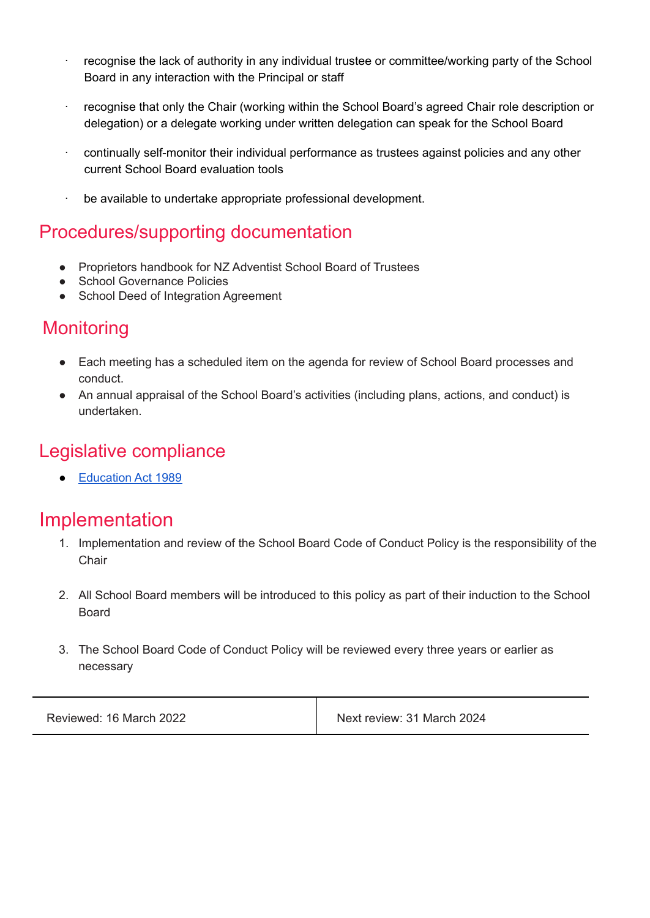- recognise the lack of authority in any individual trustee or committee/working party of the School Board in any interaction with the Principal or staff
- recognise that only the Chair (working within the School Board's agreed Chair role description or delegation) or a delegate working under written delegation can speak for the School Board
- continually self-monitor their individual performance as trustees against policies and any other current School Board evaluation tools
- be available to undertake appropriate professional development.

## Procedures/supporting documentation

- Proprietors handbook for NZ Adventist School Board of Trustees
- School Governance Policies
- School Deed of Integration Agreement

## Monitoring

- Each meeting has a scheduled item on the agenda for review of School Board processes and conduct.
- An annual appraisal of the School Board's activities (including plans, actions, and conduct) is undertaken.

## Legislative compliance

- Education Act 1989

## Implementation

1. Implementation and review of the School Board Code of Conduct Policy is the responsibility of the Chair
2. All School Board members will be introduced to this policy as part of their induction to the School Board
3. The School Board Code of Conduct Policy will be reviewed every three years or earlier as necessary

| | |
|---|---|
| Reviewed: 16 March 2022 | Next review: 31 March 2024 |